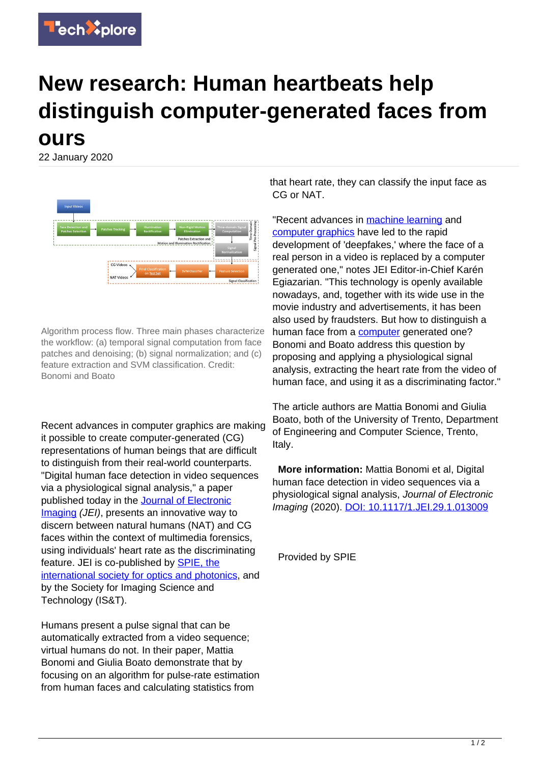# New research: Human heartbeats help distinguish computer-generated faces from ours

22 January 2020

Algorithm process flow. Three main phases characterize the workflow: (a) temporal signal computation from face patches and denoising; (b) signal normalization; and (c) feature extraction and SVM classification. Credit: Bonomi and Boato

Recent advances in computer graphics are making it possible to create computer-generated (CG) representations of human beings that are difficult to distinguish from their real-world counterparts. "Digital human face detection in video sequences via a physiological signal analysis," a paper published today in the Journal of Electronic Imaging *(JEI)*, presents an innovative way to discern between natural humans (NAT) and CG faces within the context of multimedia forensics, using individuals' heart rate as the discriminating feature. JEI is co-published by SPIE, the international society for optics and photonics, and by the Society for Imaging Science and Technology (IS&T).

Humans present a pulse signal that can be automatically extracted from a video sequence; virtual humans do not. In their paper, Mattia Bonomi and Giulia Boato demonstrate that by focusing on an algorithm for pulse-rate estimation from human faces and calculating statistics from that heart rate, they can classify the input face as CG or NAT.

"Recent advances in machine learning and computer graphics have led to the rapid development of 'deepfakes,' where the face of a real person in a video is replaced by a computer generated one," notes JEI Editor-in-Chief Karén Egiazarian. "This technology is openly available nowadays, and, together with its wide use in the movie industry and advertisements, it has been also used by fraudsters. But how to distinguish a human face from a computer generated one? Bonomi and Boato address this question by proposing and applying a physiological signal analysis, extracting the heart rate from the video of human face, and using it as a discriminating factor."

The article authors are Mattia Bonomi and Giulia Boato, both of the University of Trento, Department of Engineering and Computer Science, Trento, Italy.

**More information:** Mattia Bonomi et al, Digital human face detection in video sequences via a physiological signal analysis, *Journal of Electronic Imaging* (2020). DOI: 10.1117/1.JEI.29.1.013009

Provided by SPIE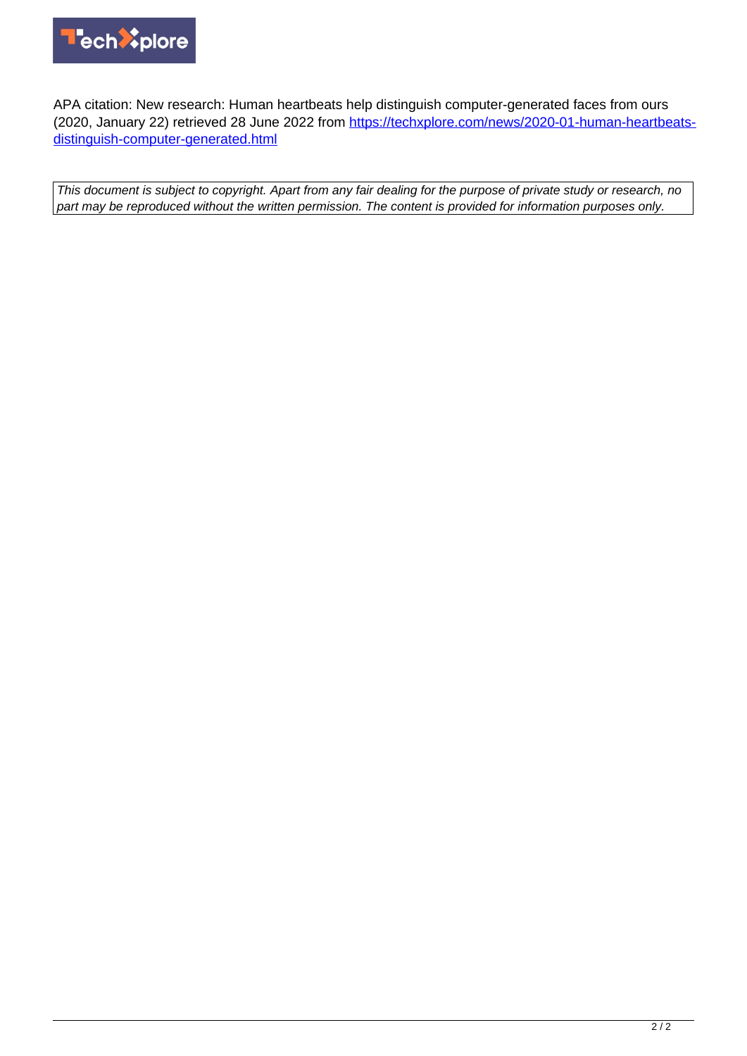APA citation: New research: Human heartbeats help distinguish computer-generated faces from ours (2020, January 22) retrieved 28 June 2022 from [https://techxplore.com/news/2020-01-human-heartbeats-distinguish-computer-generated.html](https://techxplore.com/news/2020-01-human-heartbeats-distinguish-computer-generated.html)

*This document is subject to copyright. Apart from any fair dealing for the purpose of private study or research, no part may be reproduced without the written permission. The content is provided for information purposes only.*